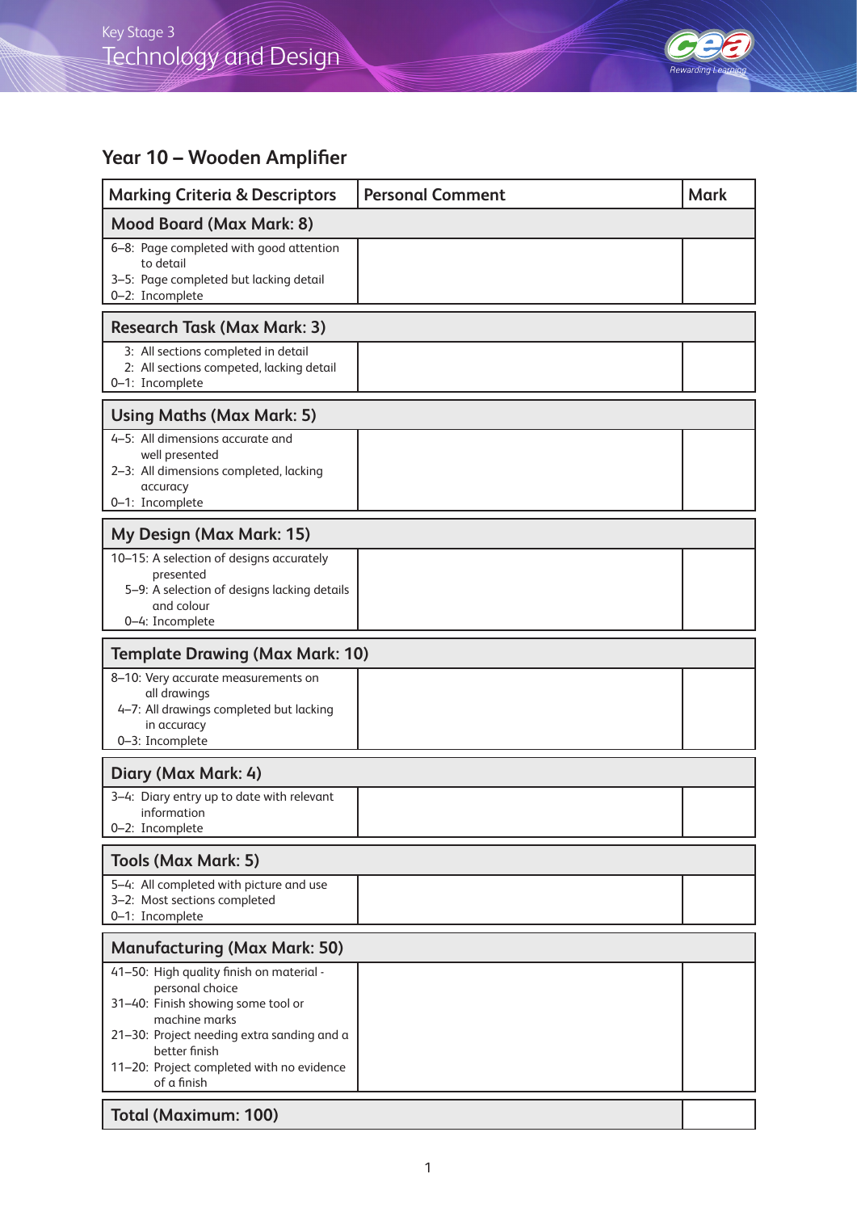Key Stage 3
Technology and Design

## Year 10 – Wooden Amplifier

| Marking Criteria & Descriptors | Personal Comment | Mark |
|---|---|---|
| **Mood Board (Max Mark: 8)** | | |
| 6–8: Page completed with good attention to detail<br>3–5: Page completed but lacking detail<br>0–2: Incomplete | | |
| **Research Task (Max Mark: 3)** | | |
| 3: All sections completed in detail<br>2: All sections competed, lacking detail<br>0–1: Incomplete | | |
| **Using Maths (Max Mark: 5)** | | |
| 4–5: All dimensions accurate and well presented<br>2–3: All dimensions completed, lacking accuracy<br>0–1: Incomplete | | |
| **My Design (Max Mark: 15)** | | |
| 10–15: A selection of designs accurately presented<br>5–9: A selection of designs lacking details and colour<br>0–4: Incomplete | | |
| **Template Drawing (Max Mark: 10)** | | |
| 8–10: Very accurate measurements on all drawings<br>4–7: All drawings completed but lacking in accuracy<br>0–3: Incomplete | | |
| **Diary (Max Mark: 4)** | | |
| 3–4: Diary entry up to date with relevant information<br>0–2: Incomplete | | |
| **Tools (Max Mark: 5)** | | |
| 5–4: All completed with picture and use<br>3–2: Most sections completed<br>0–1: Incomplete | | |
| **Manufacturing (Max Mark: 50)** | | |
| 41–50: High quality finish on material - personal choice<br>31–40: Finish showing some tool or machine marks<br>21–30: Project needing extra sanding and a better finish<br>11–20: Project completed with no evidence of a finish | | |
| **Total (Maximum: 100)** | | |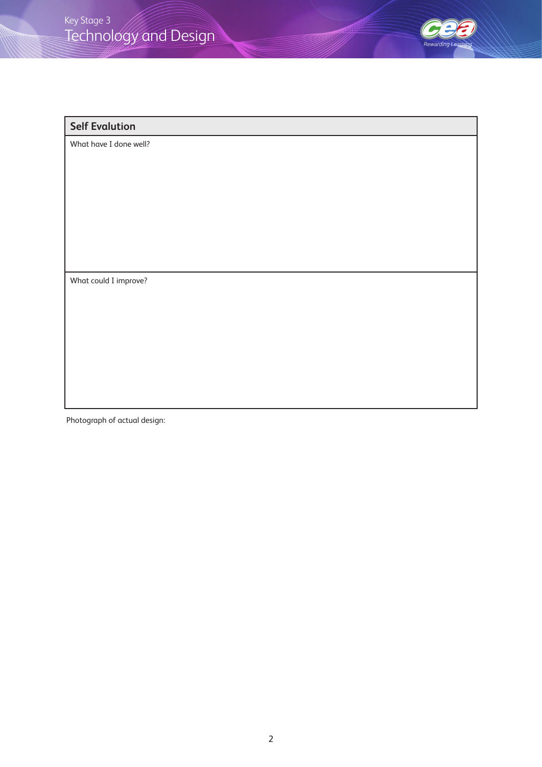| Self Evalution |
| --- |
| What have I done well? |
| What could I improve? |

Photograph of actual design: